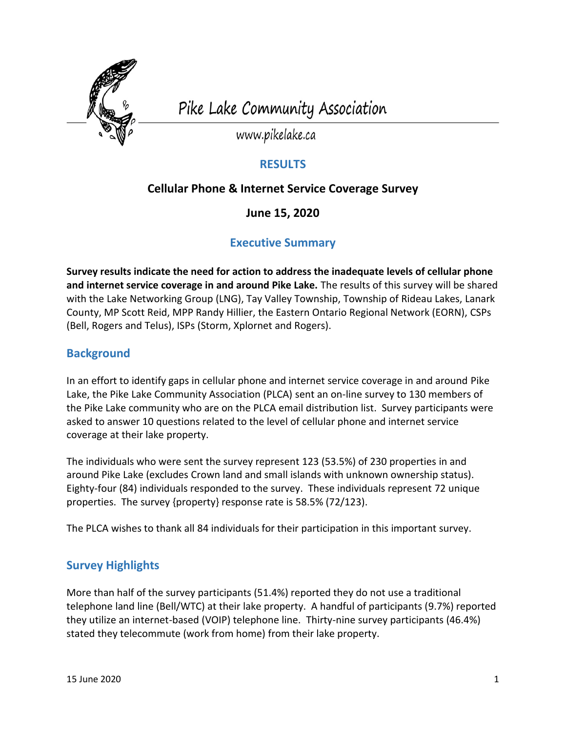# Pike Lake Community Association

www.pikelake.ca

## RESULTS

### Cellular Phone & Internet Service Coverage Survey

### June 15, 2020

## Executive Summary

**Survey results indicate the need for action to address the inadequate levels of cellular phone and internet service coverage in and around Pike Lake.** The results of this survey will be shared with the Lake Networking Group (LNG), Tay Valley Township, Township of Rideau Lakes, Lanark County, MP Scott Reid, MPP Randy Hillier, the Eastern Ontario Regional Network (EORN), CSPs (Bell, Rogers and Telus), ISPs (Storm, Xplornet and Rogers).

## Background

In an effort to identify gaps in cellular phone and internet service coverage in and around Pike Lake, the Pike Lake Community Association (PLCA) sent an on-line survey to 130 members of the Pike Lake community who are on the PLCA email distribution list. Survey participants were asked to answer 10 questions related to the level of cellular phone and internet service coverage at their lake property.

The individuals who were sent the survey represent 123 (53.5%) of 230 properties in and around Pike Lake (excludes Crown land and small islands with unknown ownership status). Eighty-four (84) individuals responded to the survey. These individuals represent 72 unique properties. The survey {property} response rate is 58.5% (72/123).

The PLCA wishes to thank all 84 individuals for their participation in this important survey.

## Survey Highlights

More than half of the survey participants (51.4%) reported they do not use a traditional telephone land line (Bell/WTC) at their lake property. A handful of participants (9.7%) reported they utilize an internet-based (VOIP) telephone line. Thirty-nine survey participants (46.4%) stated they telecommute (work from home) from their lake property.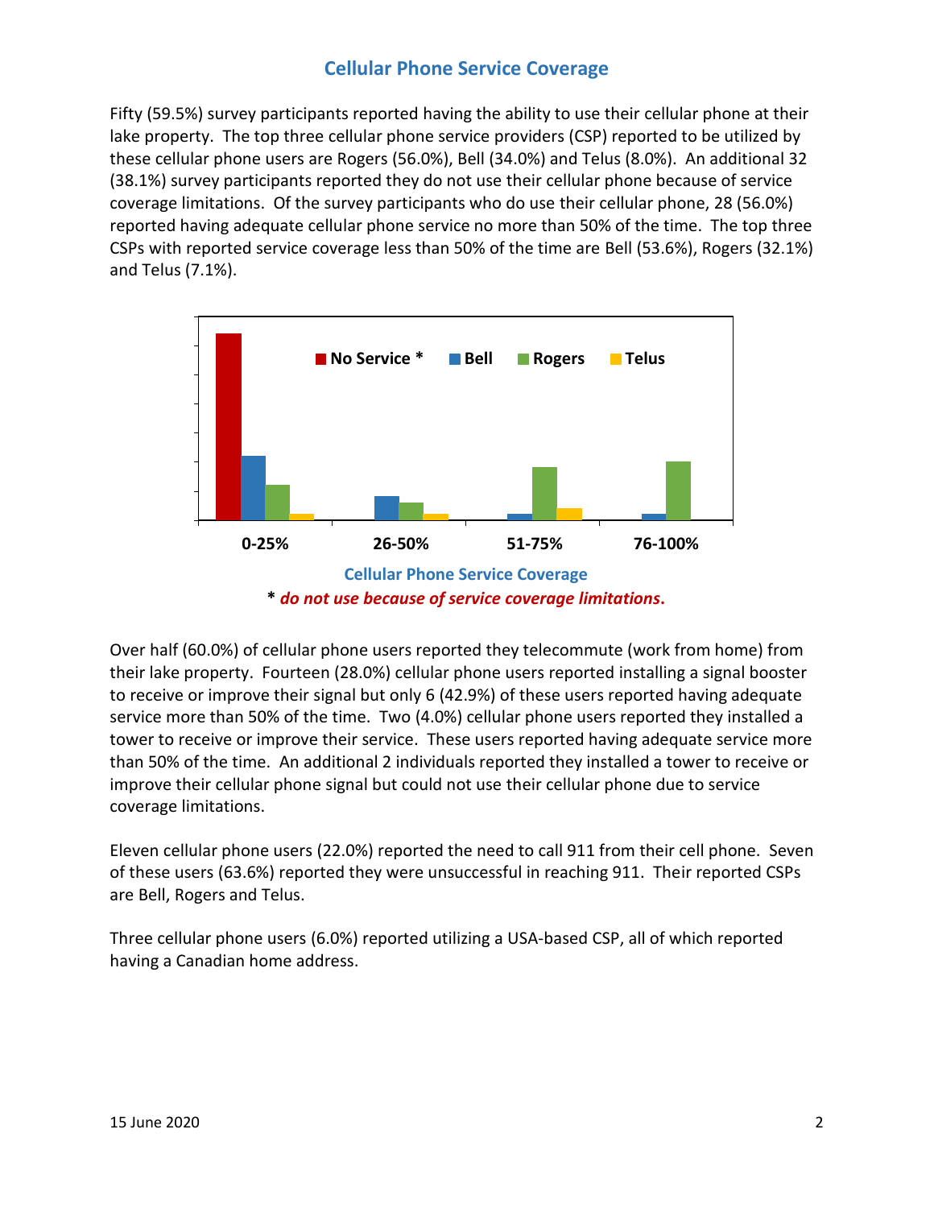## Cellular Phone Service Coverage

Fifty (59.5%) survey participants reported having the ability to use their cellular phone at their lake property. The top three cellular phone service providers (CSP) reported to be utilized by these cellular phone users are Rogers (56.0%), Bell (34.0%) and Telus (8.0%). An additional 32 (38.1%) survey participants reported they do not use their cellular phone because of service coverage limitations. Of the survey participants who do use their cellular phone, 28 (56.0%) reported having adequate cellular phone service no more than 50% of the time. The top three CSPs with reported service coverage less than 50% of the time are Bell (53.6%), Rogers (32.1%) and Telus (7.1%).

No Service * | Bell | Rogers | Telus

0-25% | 26-50% | 51-75% | 76-100%

**Cellular Phone Service Coverage**

**\*** ***do not use because of service coverage limitations.***

Over half (60.0%) of cellular phone users reported they telecommute (work from home) from their lake property. Fourteen (28.0%) cellular phone users reported installing a signal booster to receive or improve their signal but only 6 (42.9%) of these users reported having adequate service more than 50% of the time. Two (4.0%) cellular phone users reported they installed a tower to receive or improve their service. These users reported having adequate service more than 50% of the time. An additional 2 individuals reported they installed a tower to receive or improve their cellular phone signal but could not use their cellular phone due to service coverage limitations.

Eleven cellular phone users (22.0%) reported the need to call 911 from their cell phone. Seven of these users (63.6%) reported they were unsuccessful in reaching 911. Their reported CSPs are Bell, Rogers and Telus.

Three cellular phone users (6.0%) reported utilizing a USA-based CSP, all of which reported having a Canadian home address.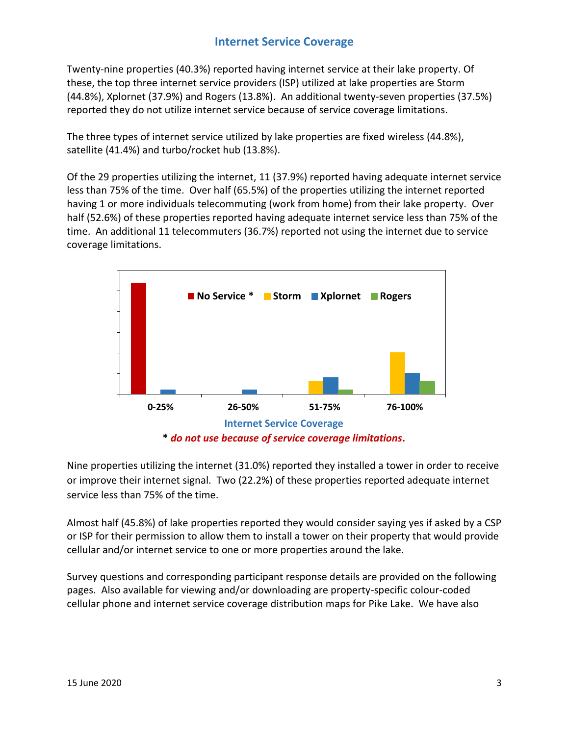## Internet Service Coverage

Twenty-nine properties (40.3%) reported having internet service at their lake property. Of these, the top three internet service providers (ISP) utilized at lake properties are Storm (44.8%), Xplornet (37.9%) and Rogers (13.8%). An additional twenty-seven properties (37.5%) reported they do not utilize internet service because of service coverage limitations.

The three types of internet service utilized by lake properties are fixed wireless (44.8%), satellite (41.4%) and turbo/rocket hub (13.8%).

Of the 29 properties utilizing the internet, 11 (37.9%) reported having adequate internet service less than 75% of the time. Over half (65.5%) of the properties utilizing the internet reported having 1 or more individuals telecommuting (work from home) from their lake property. Over half (52.6%) of these properties reported having adequate internet service less than 75% of the time. An additional 11 telecommuters (36.7%) reported not using the internet due to service coverage limitations.

No Service * | Storm | Xplornet | Rogers

0-25% | 26-50% | 51-75% | 76-100%

**Internet Service Coverage**

**\*** ***do not use because of service coverage limitations.***

Nine properties utilizing the internet (31.0%) reported they installed a tower in order to receive or improve their internet signal. Two (22.2%) of these properties reported adequate internet service less than 75% of the time.

Almost half (45.8%) of lake properties reported they would consider saying yes if asked by a CSP or ISP for their permission to allow them to install a tower on their property that would provide cellular and/or internet service to one or more properties around the lake.

Survey questions and corresponding participant response details are provided on the following pages. Also available for viewing and/or downloading are property-specific colour-coded cellular phone and internet service coverage distribution maps for Pike Lake. We have also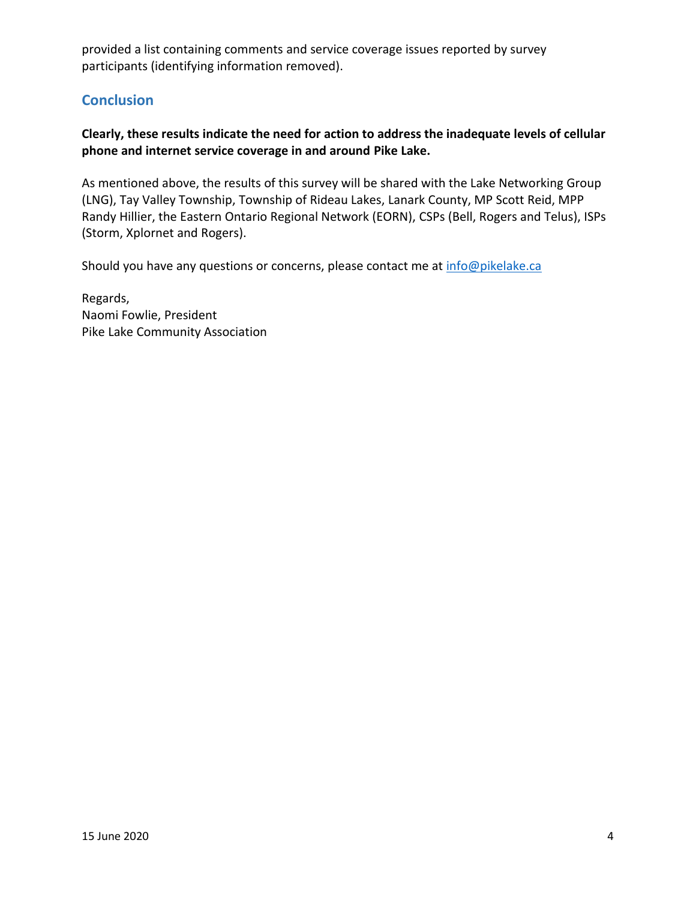provided a list containing comments and service coverage issues reported by survey participants (identifying information removed).

## Conclusion

**Clearly, these results indicate the need for action to address the inadequate levels of cellular phone and internet service coverage in and around Pike Lake.**

As mentioned above, the results of this survey will be shared with the Lake Networking Group (LNG), Tay Valley Township, Township of Rideau Lakes, Lanark County, MP Scott Reid, MPP Randy Hillier, the Eastern Ontario Regional Network (EORN), CSPs (Bell, Rogers and Telus), ISPs (Storm, Xplornet and Rogers).

Should you have any questions or concerns, please contact me at info@pikelake.ca

Regards,
Naomi Fowlie, President
Pike Lake Community Association

15 June 2020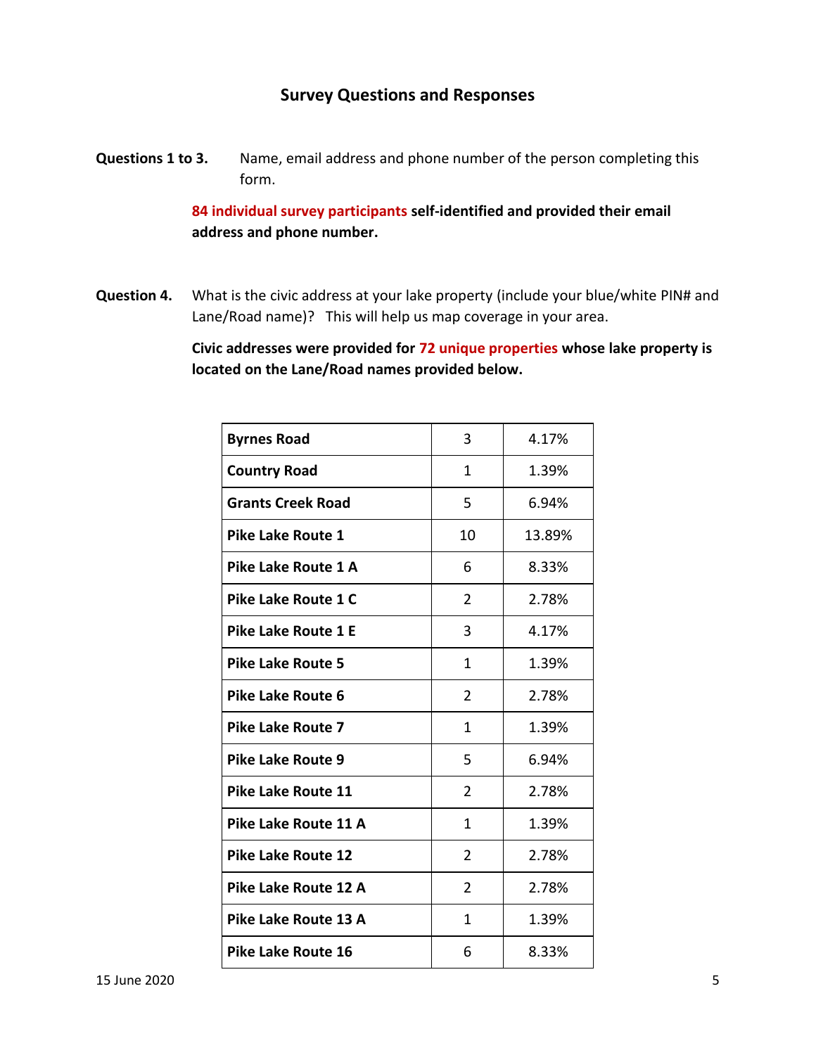## Survey Questions and Responses

**Questions 1 to 3.** Name, email address and phone number of the person completing this form.

**84 individual survey participants self-identified and provided their email address and phone number.**

**Question 4.** What is the civic address at your lake property (include your blue/white PIN# and Lane/Road name)? This will help us map coverage in your area.

**Civic addresses were provided for 72 unique properties whose lake property is located on the Lane/Road names provided below.**

| | | |
|---|---|---|
| **Byrnes Road** | 3 | 4.17% |
| **Country Road** | 1 | 1.39% |
| **Grants Creek Road** | 5 | 6.94% |
| **Pike Lake Route 1** | 10 | 13.89% |
| **Pike Lake Route 1 A** | 6 | 8.33% |
| **Pike Lake Route 1 C** | 2 | 2.78% |
| **Pike Lake Route 1 E** | 3 | 4.17% |
| **Pike Lake Route 5** | 1 | 1.39% |
| **Pike Lake Route 6** | 2 | 2.78% |
| **Pike Lake Route 7** | 1 | 1.39% |
| **Pike Lake Route 9** | 5 | 6.94% |
| **Pike Lake Route 11** | 2 | 2.78% |
| **Pike Lake Route 11 A** | 1 | 1.39% |
| **Pike Lake Route 12** | 2 | 2.78% |
| **Pike Lake Route 12 A** | 2 | 2.78% |
| **Pike Lake Route 13 A** | 1 | 1.39% |
| **Pike Lake Route 16** | 6 | 8.33% |

15 June 2020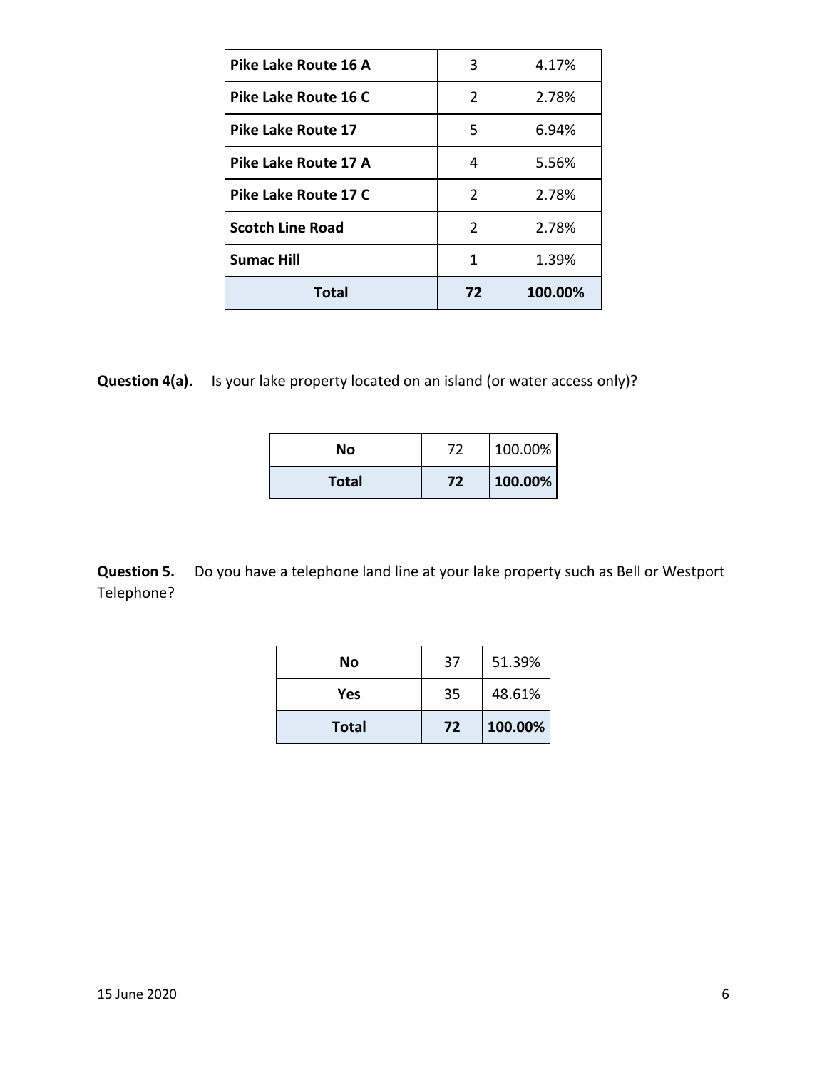| | | |
|---|---|---|
| **Pike Lake Route 16 A** | 3 | 4.17% |
| **Pike Lake Route 16 C** | 2 | 2.78% |
| **Pike Lake Route 17** | 5 | 6.94% |
| **Pike Lake Route 17 A** | 4 | 5.56% |
| **Pike Lake Route 17 C** | 2 | 2.78% |
| **Scotch Line Road** | 2 | 2.78% |
| **Sumac Hill** | 1 | 1.39% |
| **Total** | **72** | **100.00%** |

**Question 4(a).** Is your lake property located on an island (or water access only)?

| | | |
|---|---|---|
| **No** | 72 | 100.00% |
| **Total** | **72** | **100.00%** |

**Question 5.** Do you have a telephone land line at your lake property such as Bell or Westport Telephone?

| | | |
|---|---|---|
| **No** | 37 | 51.39% |
| **Yes** | 35 | 48.61% |
| **Total** | **72** | **100.00%** |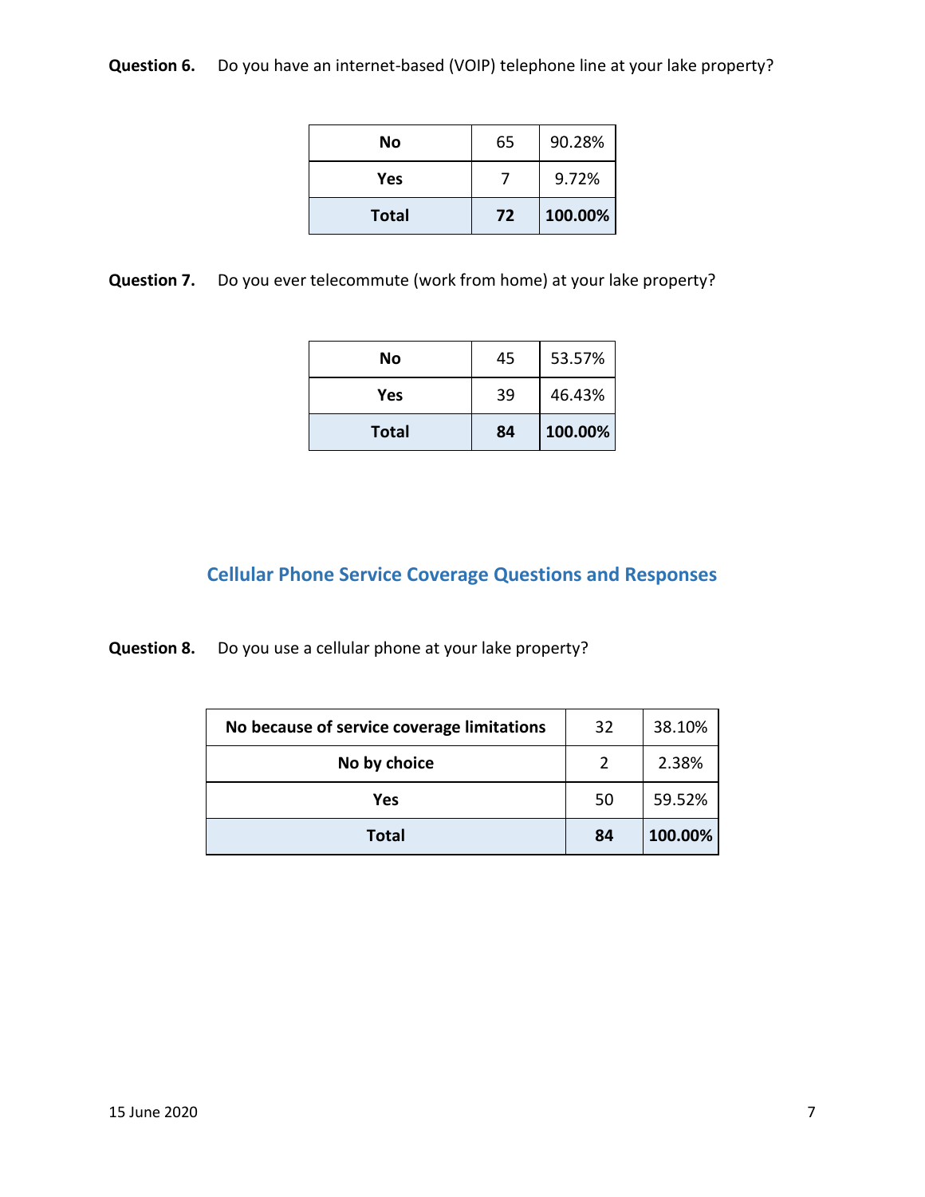**Question 6.** Do you have an internet-based (VOIP) telephone line at your lake property?

| | | |
|---|---|---|
| **No** | 65 | 90.28% |
| **Yes** | 7 | 9.72% |
| **Total** | **72** | **100.00%** |

**Question 7.** Do you ever telecommute (work from home) at your lake property?

| | | |
|---|---|---|
| **No** | 45 | 53.57% |
| **Yes** | 39 | 46.43% |
| **Total** | **84** | **100.00%** |

## Cellular Phone Service Coverage Questions and Responses

**Question 8.** Do you use a cellular phone at your lake property?

| | | |
|---|---|---|
| **No because of service coverage limitations** | 32 | 38.10% |
| **No by choice** | 2 | 2.38% |
| **Yes** | 50 | 59.52% |
| **Total** | **84** | **100.00%** |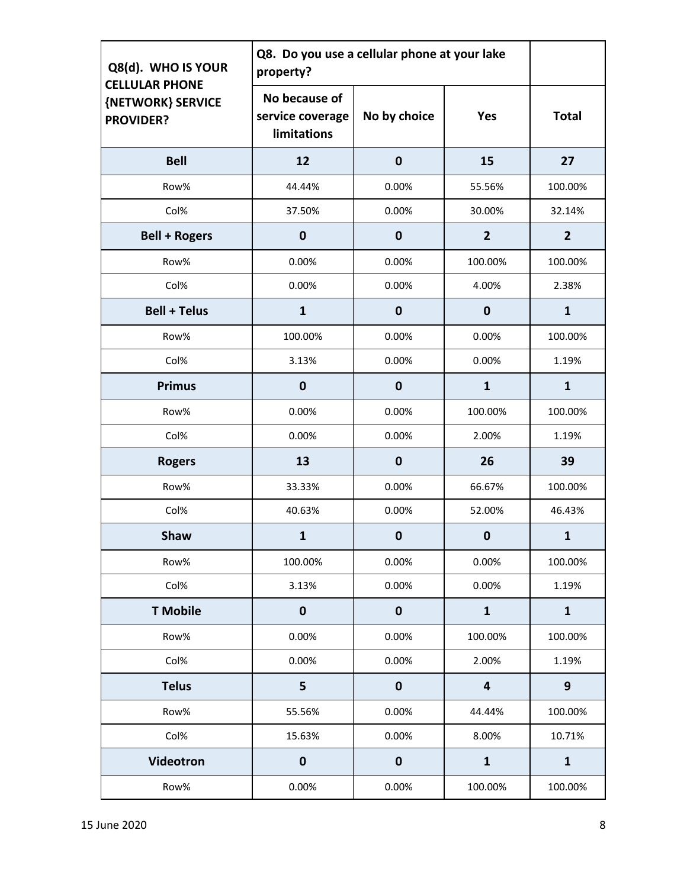| Q8(d). WHO IS YOUR CELLULAR PHONE {NETWORK} SERVICE PROVIDER? | Q8. Do you use a cellular phone at your lake property? | | | |
|---|---|---|---|---|
| | No because of service coverage limitations | No by choice | Yes | Total |
| **Bell** | **12** | **0** | **15** | **27** |
| Row% | 44.44% | 0.00% | 55.56% | 100.00% |
| Col% | 37.50% | 0.00% | 30.00% | 32.14% |
| **Bell + Rogers** | **0** | **0** | **2** | **2** |
| Row% | 0.00% | 0.00% | 100.00% | 100.00% |
| Col% | 0.00% | 0.00% | 4.00% | 2.38% |
| **Bell + Telus** | **1** | **0** | **0** | **1** |
| Row% | 100.00% | 0.00% | 0.00% | 100.00% |
| Col% | 3.13% | 0.00% | 0.00% | 1.19% |
| **Primus** | **0** | **0** | **1** | **1** |
| Row% | 0.00% | 0.00% | 100.00% | 100.00% |
| Col% | 0.00% | 0.00% | 2.00% | 1.19% |
| **Rogers** | **13** | **0** | **26** | **39** |
| Row% | 33.33% | 0.00% | 66.67% | 100.00% |
| Col% | 40.63% | 0.00% | 52.00% | 46.43% |
| **Shaw** | **1** | **0** | **0** | **1** |
| Row% | 100.00% | 0.00% | 0.00% | 100.00% |
| Col% | 3.13% | 0.00% | 0.00% | 1.19% |
| **T Mobile** | **0** | **0** | **1** | **1** |
| Row% | 0.00% | 0.00% | 100.00% | 100.00% |
| Col% | 0.00% | 0.00% | 2.00% | 1.19% |
| **Telus** | **5** | **0** | **4** | **9** |
| Row% | 55.56% | 0.00% | 44.44% | 100.00% |
| Col% | 15.63% | 0.00% | 8.00% | 10.71% |
| **Videotron** | **0** | **0** | **1** | **1** |
| Row% | 0.00% | 0.00% | 100.00% | 100.00% |

15 June 2020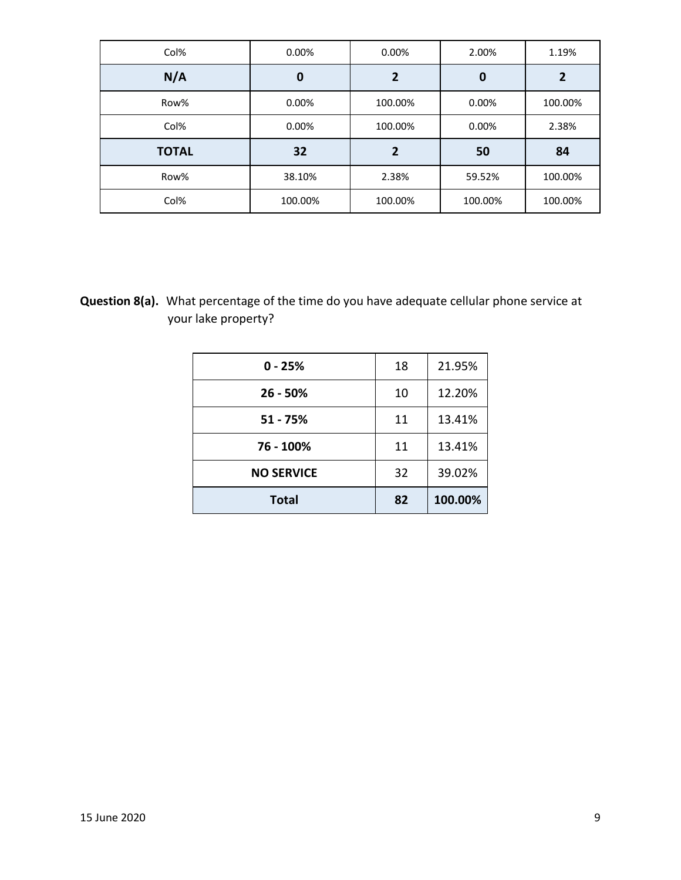| | | | | |
|---|---|---|---|---|
| Col% | 0.00% | 0.00% | 2.00% | 1.19% |
| **N/A** | **0** | **2** | **0** | **2** |
| Row% | 0.00% | 100.00% | 0.00% | 100.00% |
| Col% | 0.00% | 100.00% | 0.00% | 2.38% |
| **TOTAL** | **32** | **2** | **50** | **84** |
| Row% | 38.10% | 2.38% | 59.52% | 100.00% |
| Col% | 100.00% | 100.00% | 100.00% | 100.00% |

**Question 8(a).** What percentage of the time do you have adequate cellular phone service at your lake property?

| | | |
|---|---|---|
| **0 - 25%** | 18 | 21.95% |
| **26 - 50%** | 10 | 12.20% |
| **51 - 75%** | 11 | 13.41% |
| **76 - 100%** | 11 | 13.41% |
| **NO SERVICE** | 32 | 39.02% |
| **Total** | **82** | **100.00%** |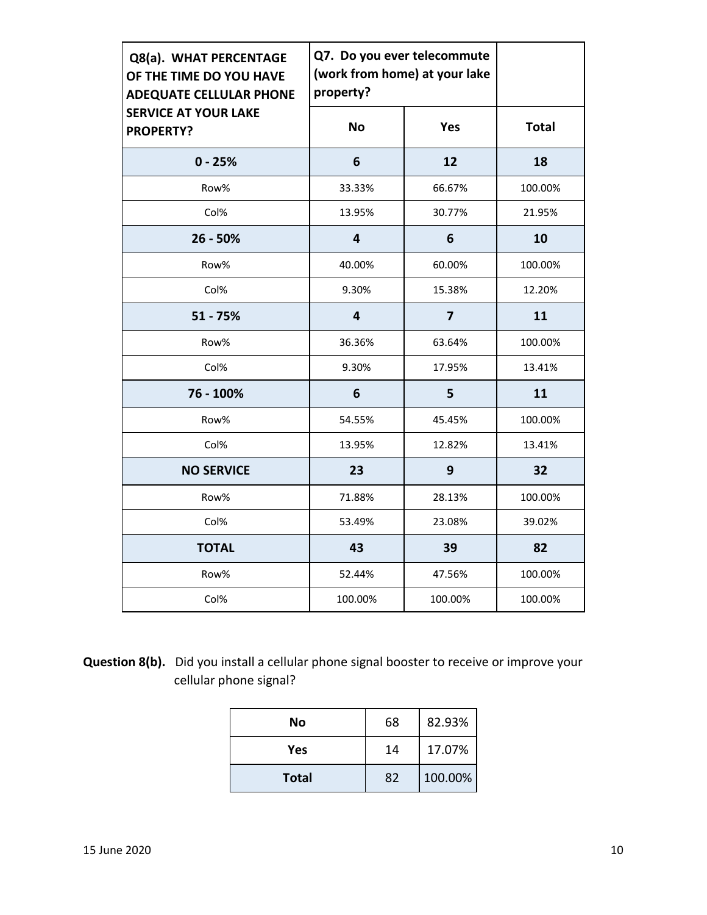| Q8(a). WHAT PERCENTAGE OF THE TIME DO YOU HAVE ADEQUATE CELLULAR PHONE SERVICE AT YOUR LAKE PROPERTY? | Q7. Do you ever telecommute (work from home) at your lake property? | | |
|---|---|---|---|
| | **No** | **Yes** | **Total** |
| **0 - 25%** | **6** | **12** | **18** |
| Row% | 33.33% | 66.67% | 100.00% |
| Col% | 13.95% | 30.77% | 21.95% |
| **26 - 50%** | **4** | **6** | **10** |
| Row% | 40.00% | 60.00% | 100.00% |
| Col% | 9.30% | 15.38% | 12.20% |
| **51 - 75%** | **4** | **7** | **11** |
| Row% | 36.36% | 63.64% | 100.00% |
| Col% | 9.30% | 17.95% | 13.41% |
| **76 - 100%** | **6** | **5** | **11** |
| Row% | 54.55% | 45.45% | 100.00% |
| Col% | 13.95% | 12.82% | 13.41% |
| **NO SERVICE** | **23** | **9** | **32** |
| Row% | 71.88% | 28.13% | 100.00% |
| Col% | 53.49% | 23.08% | 39.02% |
| **TOTAL** | **43** | **39** | **82** |
| Row% | 52.44% | 47.56% | 100.00% |
| Col% | 100.00% | 100.00% | 100.00% |

**Question 8(b).** Did you install a cellular phone signal booster to receive or improve your cellular phone signal?

| | | |
|---|---|---|
| **No** | 68 | 82.93% |
| **Yes** | 14 | 17.07% |
| **Total** | 82 | 100.00% |

15 June 2020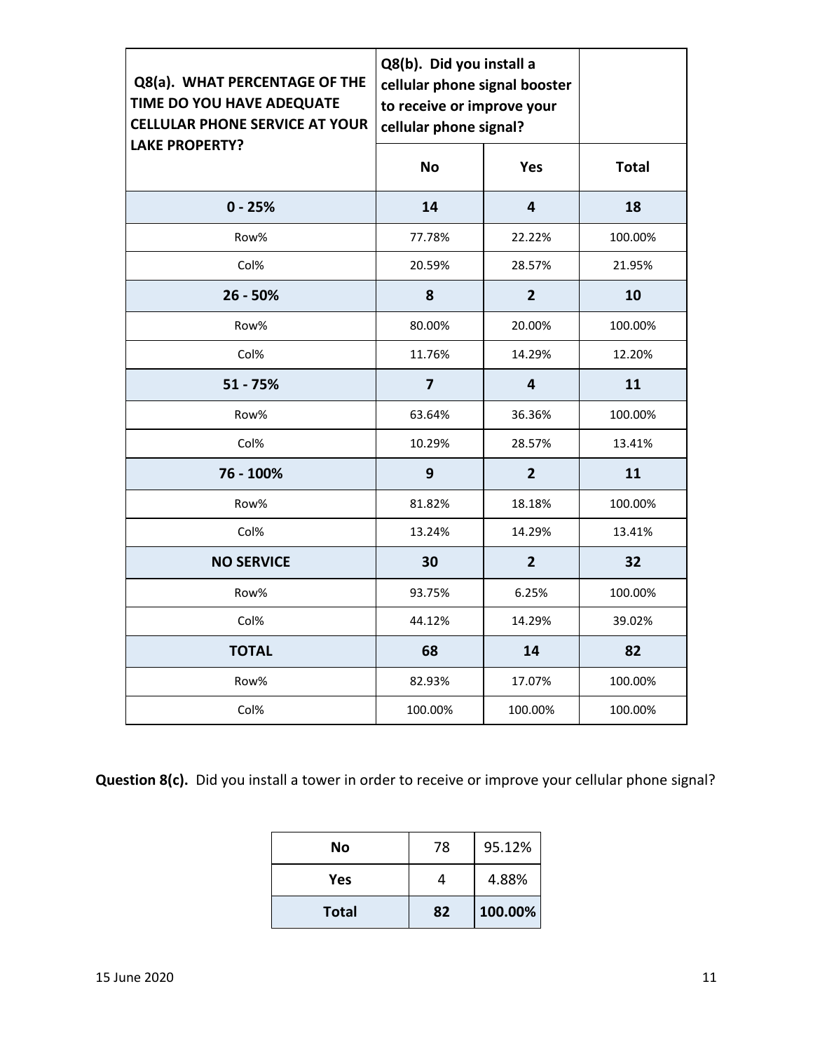| Q8(a). WHAT PERCENTAGE OF THE TIME DO YOU HAVE ADEQUATE CELLULAR PHONE SERVICE AT YOUR LAKE PROPERTY? | Q8(b). Did you install a cellular phone signal booster to receive or improve your cellular phone signal? | | |
|---|---|---|---|
| | **No** | **Yes** | **Total** |
| **0 - 25%** | **14** | **4** | **18** |
| Row% | 77.78% | 22.22% | 100.00% |
| Col% | 20.59% | 28.57% | 21.95% |
| **26 - 50%** | **8** | **2** | **10** |
| Row% | 80.00% | 20.00% | 100.00% |
| Col% | 11.76% | 14.29% | 12.20% |
| **51 - 75%** | **7** | **4** | **11** |
| Row% | 63.64% | 36.36% | 100.00% |
| Col% | 10.29% | 28.57% | 13.41% |
| **76 - 100%** | **9** | **2** | **11** |
| Row% | 81.82% | 18.18% | 100.00% |
| Col% | 13.24% | 14.29% | 13.41% |
| **NO SERVICE** | **30** | **2** | **32** |
| Row% | 93.75% | 6.25% | 100.00% |
| Col% | 44.12% | 14.29% | 39.02% |
| **TOTAL** | **68** | **14** | **82** |
| Row% | 82.93% | 17.07% | 100.00% |
| Col% | 100.00% | 100.00% | 100.00% |

**Question 8(c).** Did you install a tower in order to receive or improve your cellular phone signal?

| | | |
|---|---|---|
| **No** | 78 | 95.12% |
| **Yes** | 4 | 4.88% |
| **Total** | **82** | **100.00%** |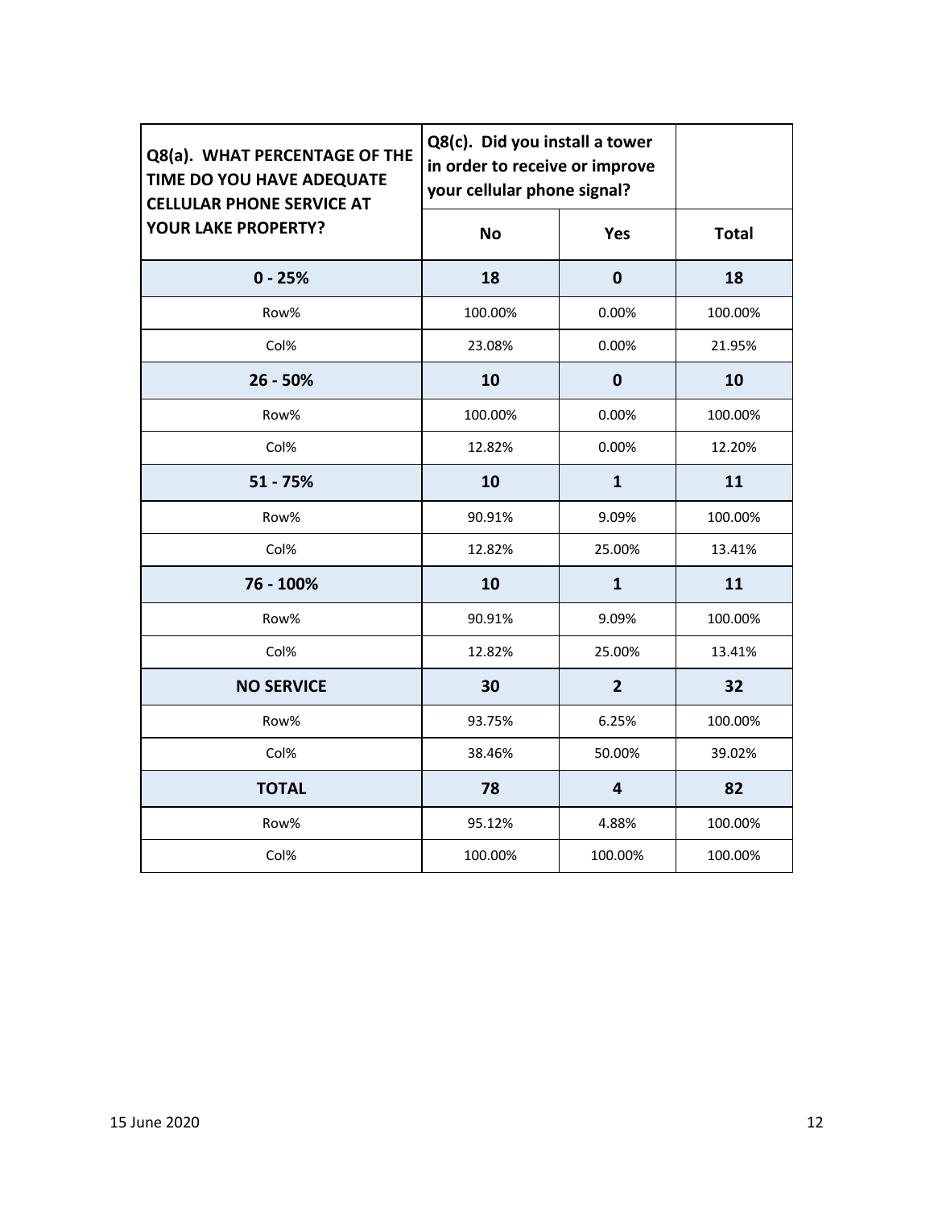| Q8(a). WHAT PERCENTAGE OF THE TIME DO YOU HAVE ADEQUATE CELLULAR PHONE SERVICE AT YOUR LAKE PROPERTY? | Q8(c). Did you install a tower in order to receive or improve your cellular phone signal? | | |
|---|---|---|---|
| | **No** | **Yes** | **Total** |
| **0 - 25%** | **18** | **0** | **18** |
| Row% | 100.00% | 0.00% | 100.00% |
| Col% | 23.08% | 0.00% | 21.95% |
| **26 - 50%** | **10** | **0** | **10** |
| Row% | 100.00% | 0.00% | 100.00% |
| Col% | 12.82% | 0.00% | 12.20% |
| **51 - 75%** | **10** | **1** | **11** |
| Row% | 90.91% | 9.09% | 100.00% |
| Col% | 12.82% | 25.00% | 13.41% |
| **76 - 100%** | **10** | **1** | **11** |
| Row% | 90.91% | 9.09% | 100.00% |
| Col% | 12.82% | 25.00% | 13.41% |
| **NO SERVICE** | **30** | **2** | **32** |
| Row% | 93.75% | 6.25% | 100.00% |
| Col% | 38.46% | 50.00% | 39.02% |
| **TOTAL** | **78** | **4** | **82** |
| Row% | 95.12% | 4.88% | 100.00% |
| Col% | 100.00% | 100.00% | 100.00% |

15 June 2020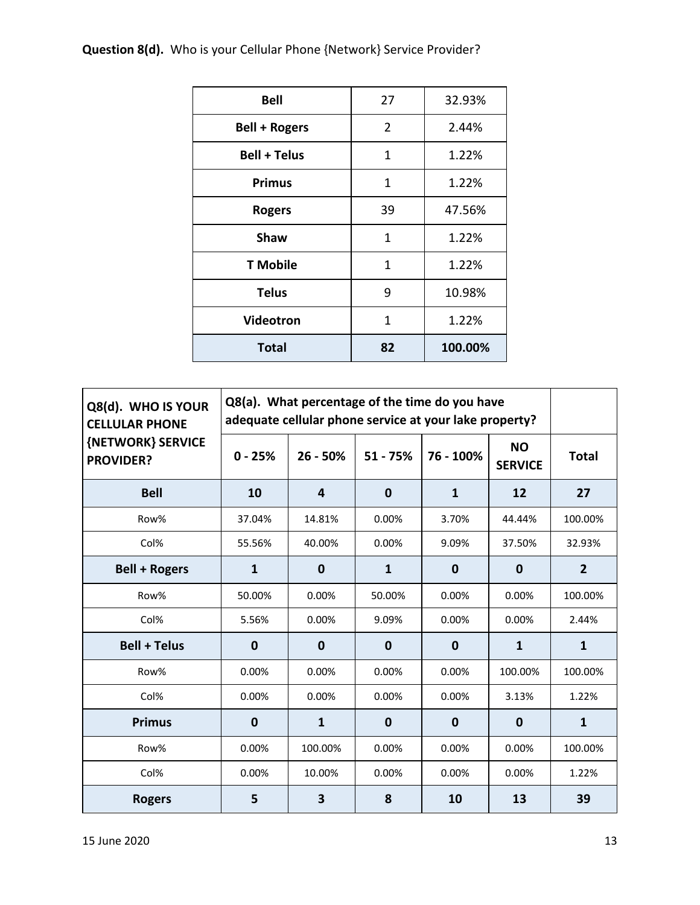**Question 8(d).** Who is your Cellular Phone {Network} Service Provider?

| | | |
|---|---|---|
| **Bell** | 27 | 32.93% |
| **Bell + Rogers** | 2 | 2.44% |
| **Bell + Telus** | 1 | 1.22% |
| **Primus** | 1 | 1.22% |
| **Rogers** | 39 | 47.56% |
| **Shaw** | 1 | 1.22% |
| **T Mobile** | 1 | 1.22% |
| **Telus** | 9 | 10.98% |
| **Videotron** | 1 | 1.22% |
| **Total** | **82** | **100.00%** |

| **Q8(d). WHO IS YOUR CELLULAR PHONE {NETWORK} SERVICE PROVIDER?** | **Q8(a). What percentage of the time do you have adequate cellular phone service at your lake property?** | | | | | |
|---|---|---|---|---|---|---|
| | **0 - 25%** | **26 - 50%** | **51 - 75%** | **76 - 100%** | **NO SERVICE** | **Total** |
| **Bell** | **10** | **4** | **0** | **1** | **12** | **27** |
| Row% | 37.04% | 14.81% | 0.00% | 3.70% | 44.44% | 100.00% |
| Col% | 55.56% | 40.00% | 0.00% | 9.09% | 37.50% | 32.93% |
| **Bell + Rogers** | **1** | **0** | **1** | **0** | **0** | **2** |
| Row% | 50.00% | 0.00% | 50.00% | 0.00% | 0.00% | 100.00% |
| Col% | 5.56% | 0.00% | 9.09% | 0.00% | 0.00% | 2.44% |
| **Bell + Telus** | **0** | **0** | **0** | **0** | **1** | **1** |
| Row% | 0.00% | 0.00% | 0.00% | 0.00% | 100.00% | 100.00% |
| Col% | 0.00% | 0.00% | 0.00% | 0.00% | 3.13% | 1.22% |
| **Primus** | **0** | **1** | **0** | **0** | **0** | **1** |
| Row% | 0.00% | 100.00% | 0.00% | 0.00% | 0.00% | 100.00% |
| Col% | 0.00% | 10.00% | 0.00% | 0.00% | 0.00% | 1.22% |
| **Rogers** | **5** | **3** | **8** | **10** | **13** | **39** |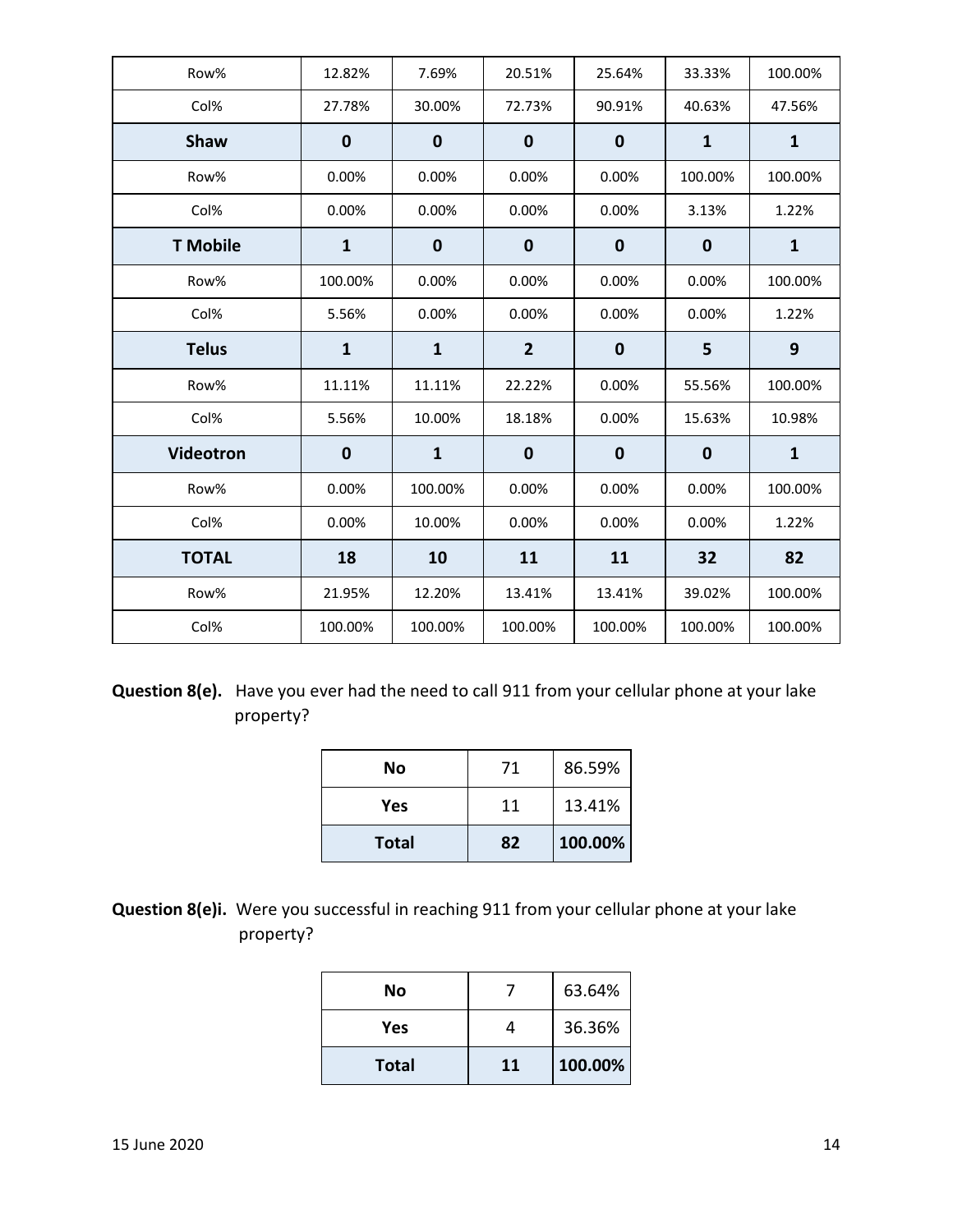| | | | | | | |
|---|---|---|---|---|---|---|
| Row% | 12.82% | 7.69% | 20.51% | 25.64% | 33.33% | 100.00% |
| Col% | 27.78% | 30.00% | 72.73% | 90.91% | 40.63% | 47.56% |
| **Shaw** | **0** | **0** | **0** | **0** | **1** | **1** |
| Row% | 0.00% | 0.00% | 0.00% | 0.00% | 100.00% | 100.00% |
| Col% | 0.00% | 0.00% | 0.00% | 0.00% | 3.13% | 1.22% |
| **T Mobile** | **1** | **0** | **0** | **0** | **0** | **1** |
| Row% | 100.00% | 0.00% | 0.00% | 0.00% | 0.00% | 100.00% |
| Col% | 5.56% | 0.00% | 0.00% | 0.00% | 0.00% | 1.22% |
| **Telus** | **1** | **1** | **2** | **0** | **5** | **9** |
| Row% | 11.11% | 11.11% | 22.22% | 0.00% | 55.56% | 100.00% |
| Col% | 5.56% | 10.00% | 18.18% | 0.00% | 15.63% | 10.98% |
| **Videotron** | **0** | **1** | **0** | **0** | **0** | **1** |
| Row% | 0.00% | 100.00% | 0.00% | 0.00% | 0.00% | 100.00% |
| Col% | 0.00% | 10.00% | 0.00% | 0.00% | 0.00% | 1.22% |
| **TOTAL** | **18** | **10** | **11** | **11** | **32** | **82** |
| Row% | 21.95% | 12.20% | 13.41% | 13.41% | 39.02% | 100.00% |
| Col% | 100.00% | 100.00% | 100.00% | 100.00% | 100.00% | 100.00% |

**Question 8(e).** Have you ever had the need to call 911 from your cellular phone at your lake property?

| | | |
|---|---|---|
| **No** | 71 | 86.59% |
| **Yes** | 11 | 13.41% |
| **Total** | **82** | **100.00%** |

**Question 8(e)i.** Were you successful in reaching 911 from your cellular phone at your lake property?

| | | |
|---|---|---|
| **No** | 7 | 63.64% |
| **Yes** | 4 | 36.36% |
| **Total** | **11** | **100.00%** |

15 June 2020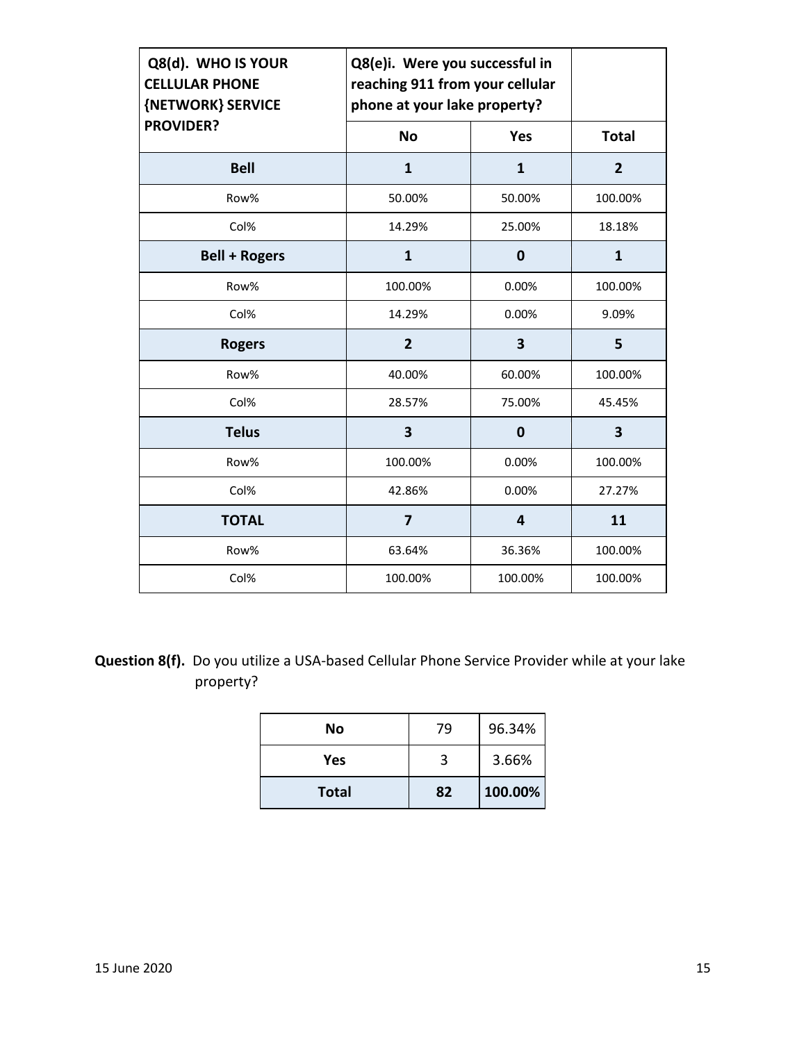| Q8(d). WHO IS YOUR CELLULAR PHONE {NETWORK} SERVICE PROVIDER? | Q8(e)i. Were you successful in reaching 911 from your cellular phone at your lake property? | | |
|---|---|---|---|
| | **No** | **Yes** | **Total** |
| **Bell** | **1** | **1** | **2** |
| Row% | 50.00% | 50.00% | 100.00% |
| Col% | 14.29% | 25.00% | 18.18% |
| **Bell + Rogers** | **1** | **0** | **1** |
| Row% | 100.00% | 0.00% | 100.00% |
| Col% | 14.29% | 0.00% | 9.09% |
| **Rogers** | **2** | **3** | **5** |
| Row% | 40.00% | 60.00% | 100.00% |
| Col% | 28.57% | 75.00% | 45.45% |
| **Telus** | **3** | **0** | **3** |
| Row% | 100.00% | 0.00% | 100.00% |
| Col% | 42.86% | 0.00% | 27.27% |
| **TOTAL** | **7** | **4** | **11** |
| Row% | 63.64% | 36.36% | 100.00% |
| Col% | 100.00% | 100.00% | 100.00% |

**Question 8(f).** Do you utilize a USA-based Cellular Phone Service Provider while at your lake property?

| | | |
|---|---|---|
| **No** | 79 | 96.34% |
| **Yes** | 3 | 3.66% |
| **Total** | **82** | **100.00%** |

15 June 2020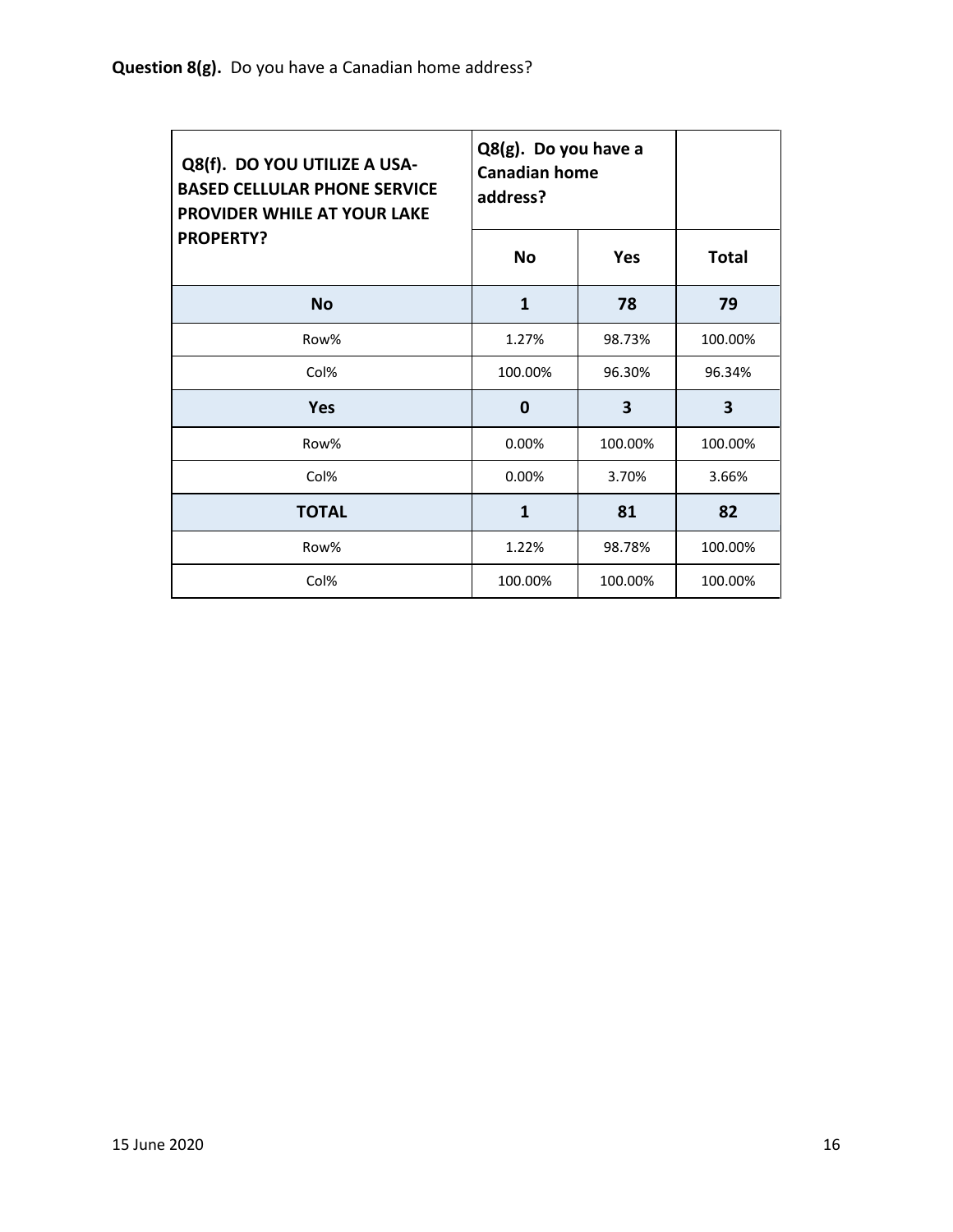**Question 8(g).** Do you have a Canadian home address?

| Q8(f). DO YOU UTILIZE A USA-BASED CELLULAR PHONE SERVICE PROVIDER WHILE AT YOUR LAKE PROPERTY? | Q8(g). Do you have a Canadian home address? | | |
|---|---|---|---|
| | **No** | **Yes** | **Total** |
| **No** | **1** | **78** | **79** |
| Row% | 1.27% | 98.73% | 100.00% |
| Col% | 100.00% | 96.30% | 96.34% |
| **Yes** | **0** | **3** | **3** |
| Row% | 0.00% | 100.00% | 100.00% |
| Col% | 0.00% | 3.70% | 3.66% |
| **TOTAL** | **1** | **81** | **82** |
| Row% | 1.22% | 98.78% | 100.00% |
| Col% | 100.00% | 100.00% | 100.00% |

15 June 2020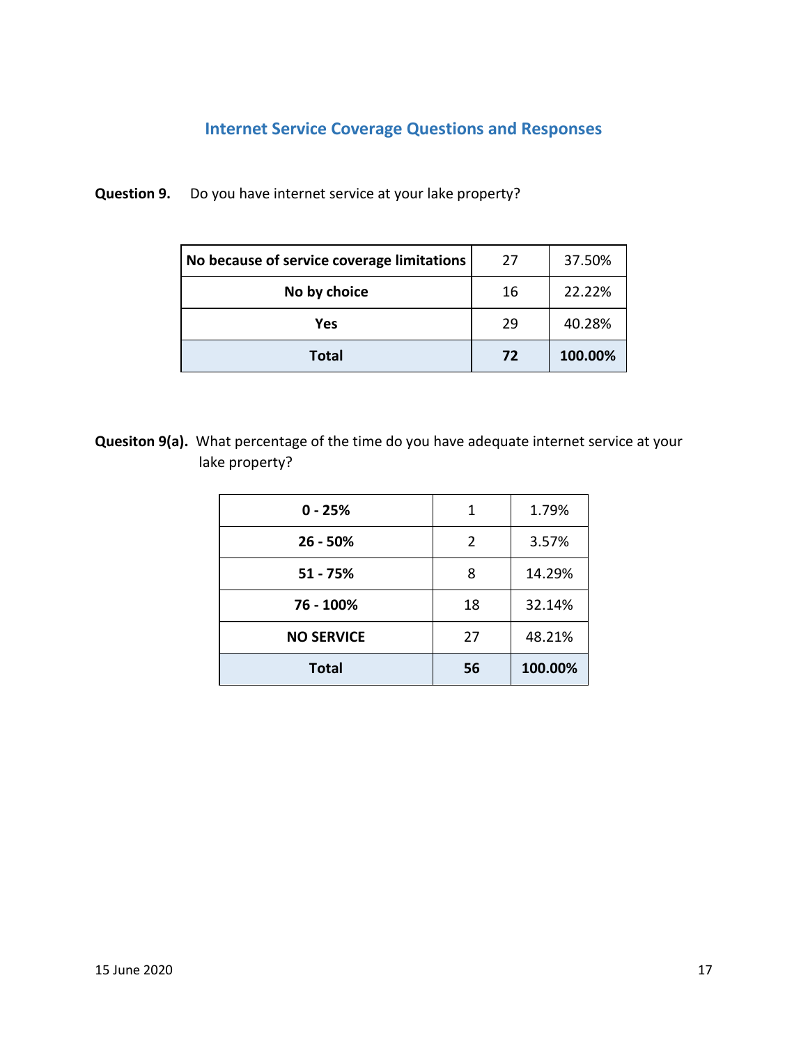## Internet Service Coverage Questions and Responses

**Question 9.** Do you have internet service at your lake property?

| Response | Count | Percent |
|---|---|---|
| **No because of service coverage limitations** | 27 | 37.50% |
| **No by choice** | 16 | 22.22% |
| **Yes** | 29 | 40.28% |
| **Total** | **72** | **100.00%** |

**Quesiton 9(a).** What percentage of the time do you have adequate internet service at your lake property?

| Response | Count | Percent |
|---|---|---|
| **0 - 25%** | 1 | 1.79% |
| **26 - 50%** | 2 | 3.57% |
| **51 - 75%** | 8 | 14.29% |
| **76 - 100%** | 18 | 32.14% |
| **NO SERVICE** | 27 | 48.21% |
| **Total** | **56** | **100.00%** |

15 June 2020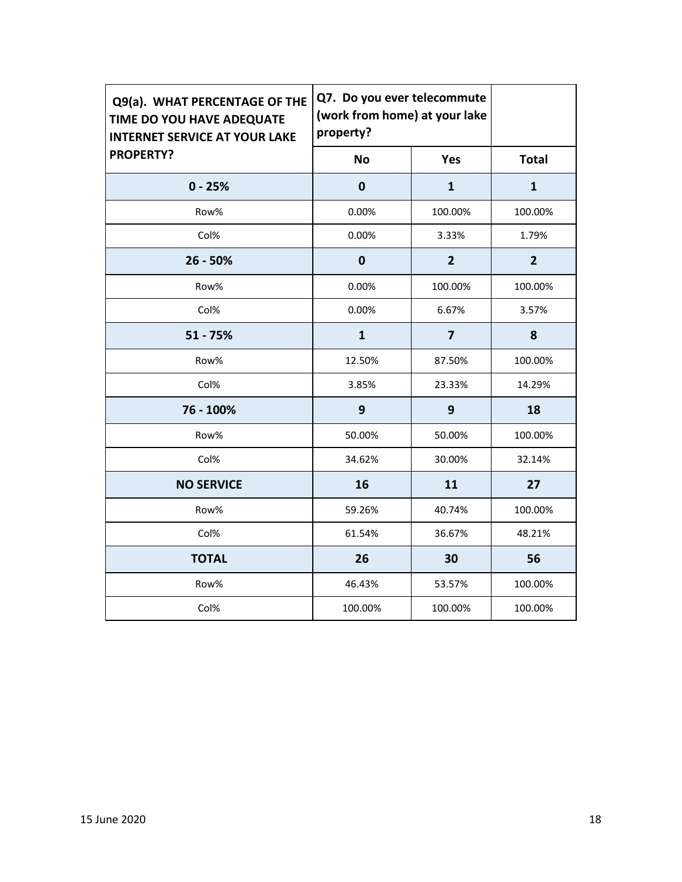| Q9(a). WHAT PERCENTAGE OF THE TIME DO YOU HAVE ADEQUATE INTERNET SERVICE AT YOUR LAKE PROPERTY? | Q7. Do you ever telecommute (work from home) at your lake property? | | |
|---|---|---|---|
| | **No** | **Yes** | **Total** |
| **0 - 25%** | **0** | **1** | **1** |
| Row% | 0.00% | 100.00% | 100.00% |
| Col% | 0.00% | 3.33% | 1.79% |
| **26 - 50%** | **0** | **2** | **2** |
| Row% | 0.00% | 100.00% | 100.00% |
| Col% | 0.00% | 6.67% | 3.57% |
| **51 - 75%** | **1** | **7** | **8** |
| Row% | 12.50% | 87.50% | 100.00% |
| Col% | 3.85% | 23.33% | 14.29% |
| **76 - 100%** | **9** | **9** | **18** |
| Row% | 50.00% | 50.00% | 100.00% |
| Col% | 34.62% | 30.00% | 32.14% |
| **NO SERVICE** | **16** | **11** | **27** |
| Row% | 59.26% | 40.74% | 100.00% |
| Col% | 61.54% | 36.67% | 48.21% |
| **TOTAL** | **26** | **30** | **56** |
| Row% | 46.43% | 53.57% | 100.00% |
| Col% | 100.00% | 100.00% | 100.00% |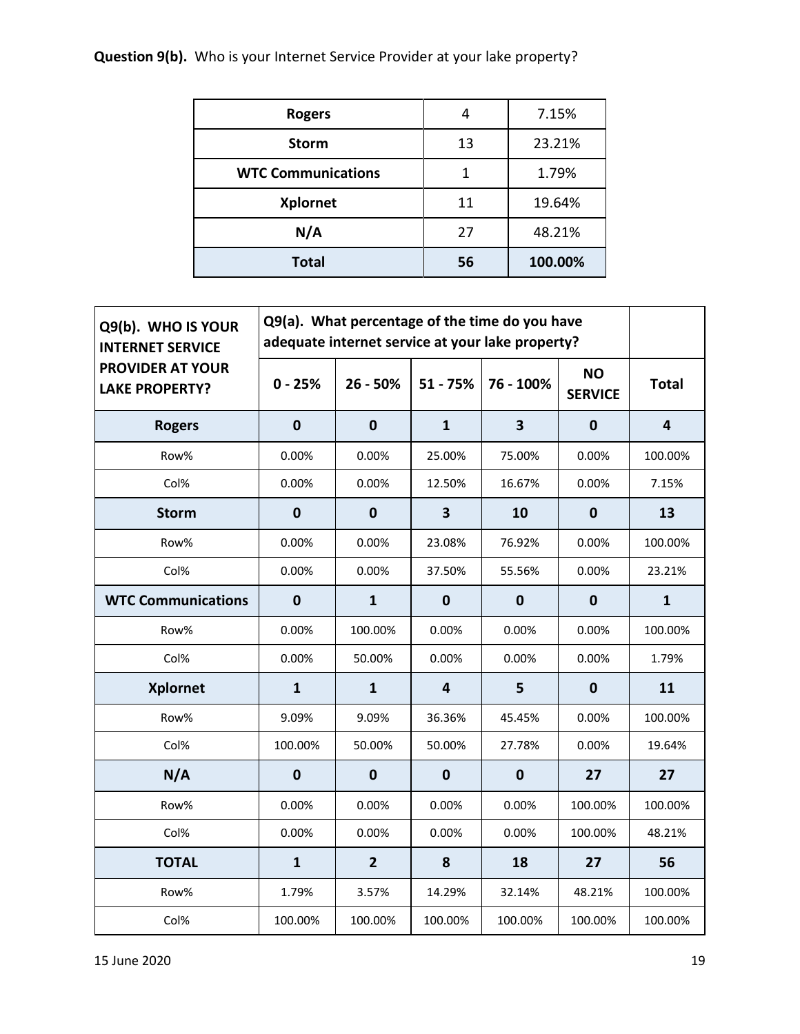**Question 9(b).** Who is your Internet Service Provider at your lake property?

| | | |
|---|---|---|
| **Rogers** | 4 | 7.15% |
| **Storm** | 13 | 23.21% |
| **WTC Communications** | 1 | 1.79% |
| **Xplornet** | 11 | 19.64% |
| **N/A** | 27 | 48.21% |
| **Total** | **56** | **100.00%** |

| **Q9(b). WHO IS YOUR INTERNET SERVICE PROVIDER AT YOUR LAKE PROPERTY?** | **Q9(a). What percentage of the time do you have adequate internet service at your lake property?** | | | | | |
|---|---|---|---|---|---|---|
| | **0 - 25%** | **26 - 50%** | **51 - 75%** | **76 - 100%** | **NO SERVICE** | **Total** |
| **Rogers** | **0** | **0** | **1** | **3** | **0** | **4** |
| Row% | 0.00% | 0.00% | 25.00% | 75.00% | 0.00% | 100.00% |
| Col% | 0.00% | 0.00% | 12.50% | 16.67% | 0.00% | 7.15% |
| **Storm** | **0** | **0** | **3** | **10** | **0** | **13** |
| Row% | 0.00% | 0.00% | 23.08% | 76.92% | 0.00% | 100.00% |
| Col% | 0.00% | 0.00% | 37.50% | 55.56% | 0.00% | 23.21% |
| **WTC Communications** | **0** | **1** | **0** | **0** | **0** | **1** |
| Row% | 0.00% | 100.00% | 0.00% | 0.00% | 0.00% | 100.00% |
| Col% | 0.00% | 50.00% | 0.00% | 0.00% | 0.00% | 1.79% |
| **Xplornet** | **1** | **1** | **4** | **5** | **0** | **11** |
| Row% | 9.09% | 9.09% | 36.36% | 45.45% | 0.00% | 100.00% |
| Col% | 100.00% | 50.00% | 50.00% | 27.78% | 0.00% | 19.64% |
| **N/A** | **0** | **0** | **0** | **0** | **27** | **27** |
| Row% | 0.00% | 0.00% | 0.00% | 0.00% | 100.00% | 100.00% |
| Col% | 0.00% | 0.00% | 0.00% | 0.00% | 100.00% | 48.21% |
| **TOTAL** | **1** | **2** | **8** | **18** | **27** | **56** |
| Row% | 1.79% | 3.57% | 14.29% | 32.14% | 48.21% | 100.00% |
| Col% | 100.00% | 100.00% | 100.00% | 100.00% | 100.00% | 100.00% |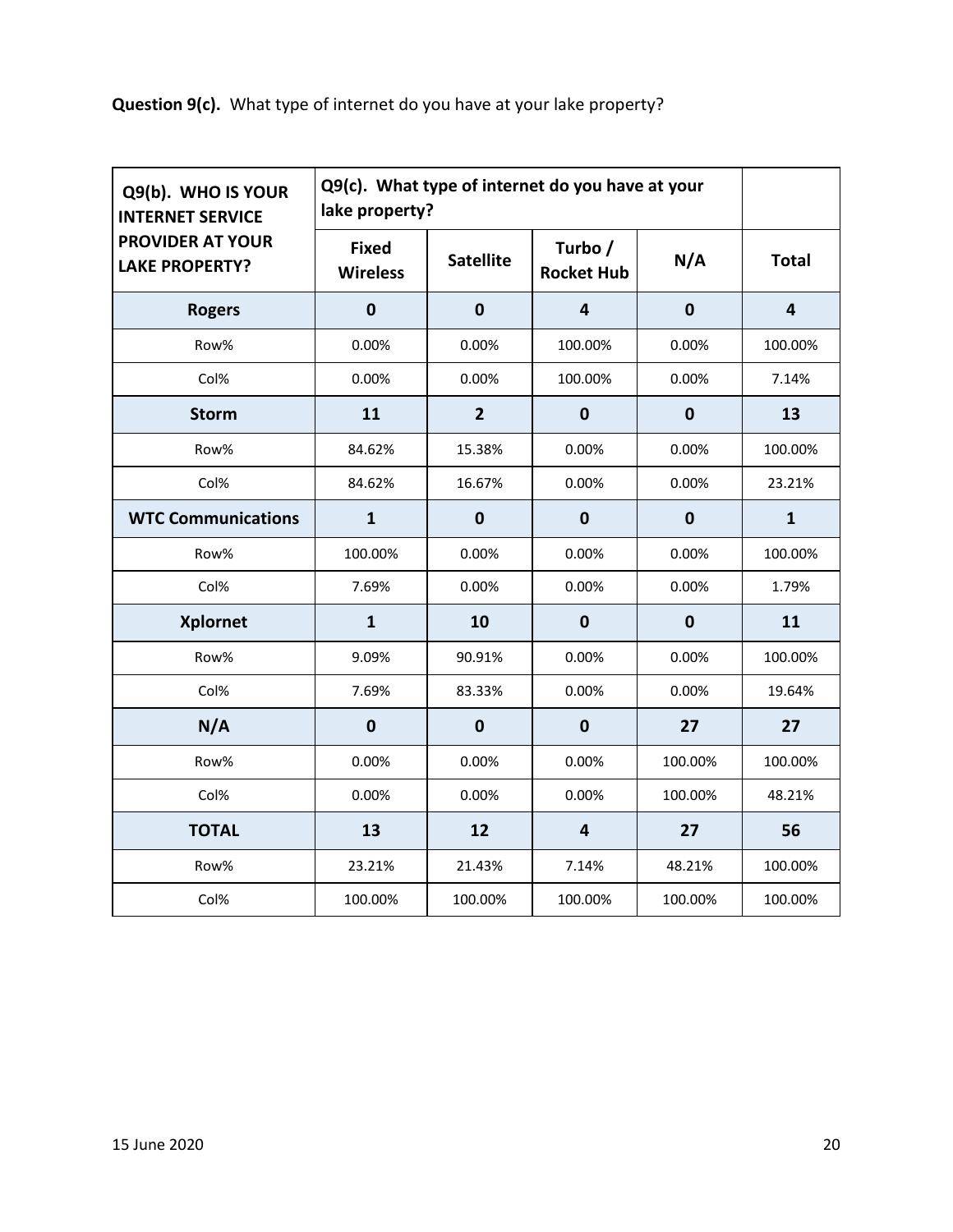**Question 9(c).** What type of internet do you have at your lake property?

| Q9(b). WHO IS YOUR INTERNET SERVICE PROVIDER AT YOUR LAKE PROPERTY? | Q9(c). What type of internet do you have at your lake property? | | | | |
|---|---|---|---|---|---|
| | **Fixed Wireless** | **Satellite** | **Turbo / Rocket Hub** | **N/A** | **Total** |
| **Rogers** | **0** | **0** | **4** | **0** | **4** |
| Row% | 0.00% | 0.00% | 100.00% | 0.00% | 100.00% |
| Col% | 0.00% | 0.00% | 100.00% | 0.00% | 7.14% |
| **Storm** | **11** | **2** | **0** | **0** | **13** |
| Row% | 84.62% | 15.38% | 0.00% | 0.00% | 100.00% |
| Col% | 84.62% | 16.67% | 0.00% | 0.00% | 23.21% |
| **WTC Communications** | **1** | **0** | **0** | **0** | **1** |
| Row% | 100.00% | 0.00% | 0.00% | 0.00% | 100.00% |
| Col% | 7.69% | 0.00% | 0.00% | 0.00% | 1.79% |
| **Xplornet** | **1** | **10** | **0** | **0** | **11** |
| Row% | 9.09% | 90.91% | 0.00% | 0.00% | 100.00% |
| Col% | 7.69% | 83.33% | 0.00% | 0.00% | 19.64% |
| **N/A** | **0** | **0** | **0** | **27** | **27** |
| Row% | 0.00% | 0.00% | 0.00% | 100.00% | 100.00% |
| Col% | 0.00% | 0.00% | 0.00% | 100.00% | 48.21% |
| **TOTAL** | **13** | **12** | **4** | **27** | **56** |
| Row% | 23.21% | 21.43% | 7.14% | 48.21% | 100.00% |
| Col% | 100.00% | 100.00% | 100.00% | 100.00% | 100.00% |

15 June 2020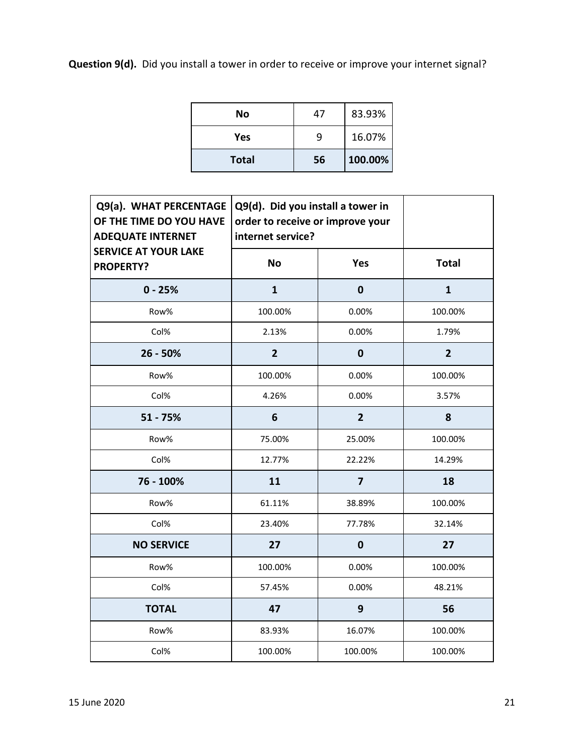**Question 9(d).** Did you install a tower in order to receive or improve your internet signal?

| | | |
|---|---|---|
| **No** | 47 | 83.93% |
| **Yes** | 9 | 16.07% |
| **Total** | **56** | **100.00%** |

| **Q9(a). WHAT PERCENTAGE OF THE TIME DO YOU HAVE ADEQUATE INTERNET SERVICE AT YOUR LAKE PROPERTY?** | **Q9(d). Did you install a tower in order to receive or improve your internet service?** | | |
|---|---|---|---|
| | **No** | **Yes** | **Total** |
| **0 - 25%** | **1** | **0** | **1** |
| Row% | 100.00% | 0.00% | 100.00% |
| Col% | 2.13% | 0.00% | 1.79% |
| **26 - 50%** | **2** | **0** | **2** |
| Row% | 100.00% | 0.00% | 100.00% |
| Col% | 4.26% | 0.00% | 3.57% |
| **51 - 75%** | **6** | **2** | **8** |
| Row% | 75.00% | 25.00% | 100.00% |
| Col% | 12.77% | 22.22% | 14.29% |
| **76 - 100%** | **11** | **7** | **18** |
| Row% | 61.11% | 38.89% | 100.00% |
| Col% | 23.40% | 77.78% | 32.14% |
| **NO SERVICE** | **27** | **0** | **27** |
| Row% | 100.00% | 0.00% | 100.00% |
| Col% | 57.45% | 0.00% | 48.21% |
| **TOTAL** | **47** | **9** | **56** |
| Row% | 83.93% | 16.07% | 100.00% |
| Col% | 100.00% | 100.00% | 100.00% |

15 June 2020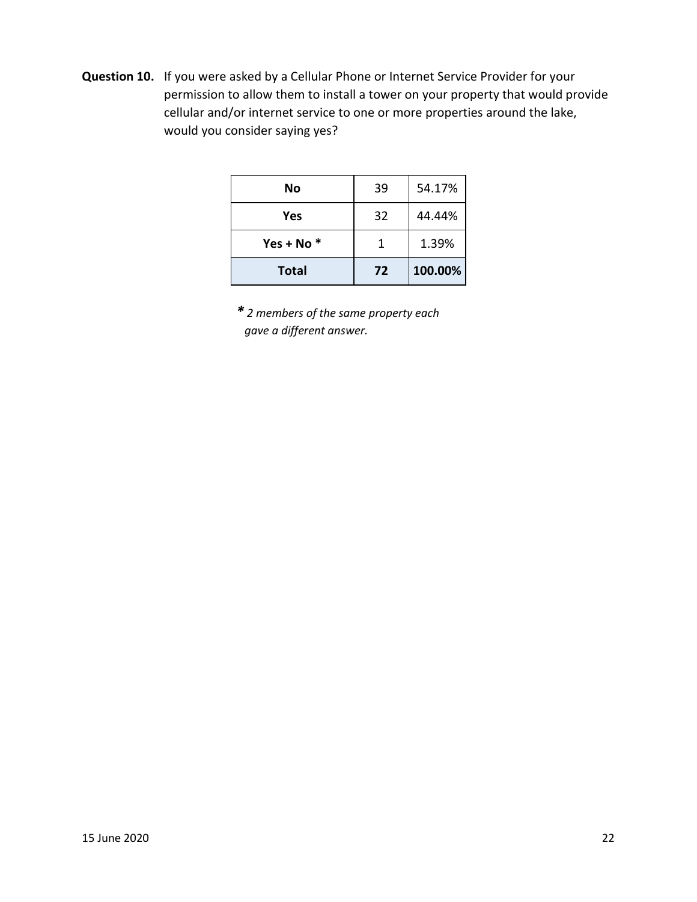**Question 10.** If you were asked by a Cellular Phone or Internet Service Provider for your permission to allow them to install a tower on your property that would provide cellular and/or internet service to one or more properties around the lake, would you consider saying yes?

| | | |
|---|---|---|
| **No** | 39 | 54.17% |
| **Yes** | 32 | 44.44% |
| **Yes + No *** | 1 | 1.39% |
| **Total** | **72** | **100.00%** |

***** *2 members of the same property each gave a different answer.*